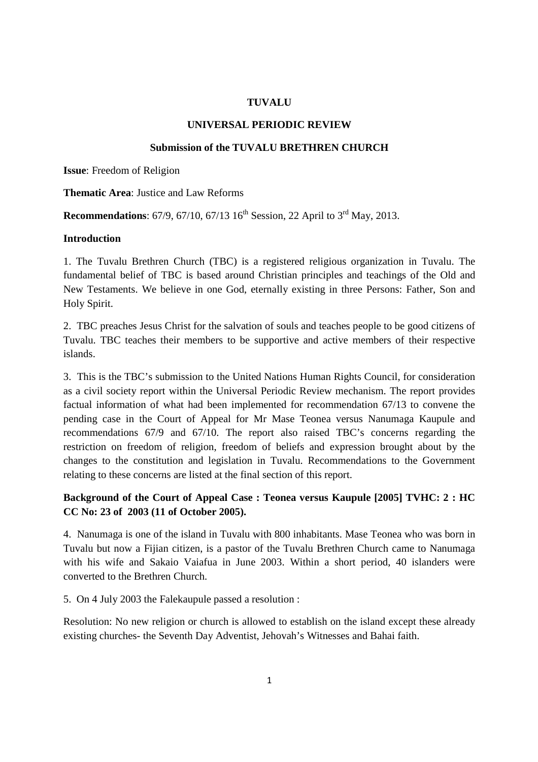**TUVALU**

**UNIVERSAL PERIODIC REVIEW**

**Submission of the TUVALU BRETHREN CHURCH**

**Issue**: Freedom of Religion

**Thematic Area**: Justice and Law Reforms

**Recommendations**: 67/9, 67/10, 67/13 16th Session, 22 April to 3rd May, 2013.

## Introduction

1. The Tuvalu Brethren Church (TBC) is a registered religious organization in Tuvalu. The fundamental belief of TBC is based around Christian principles and teachings of the Old and New Testaments. We believe in one God, eternally existing in three Persons: Father, Son and Holy Spirit.

2. TBC preaches Jesus Christ for the salvation of souls and teaches people to be good citizens of Tuvalu. TBC teaches their members to be supportive and active members of their respective islands.

3. This is the TBC's submission to the United Nations Human Rights Council, for consideration as a civil society report within the Universal Periodic Review mechanism. The report provides factual information of what had been implemented for recommendation 67/13 to convene the pending case in the Court of Appeal for Mr Mase Teonea versus Nanumaga Kaupule and recommendations 67/9 and 67/10. The report also raised TBC's concerns regarding the restriction on freedom of religion, freedom of beliefs and expression brought about by the changes to the constitution and legislation in Tuvalu. Recommendations to the Government relating to these concerns are listed at the final section of this report.

## Background of the Court of Appeal Case : Teonea versus Kaupule [2005] TVHC: 2 : HC CC No: 23 of 2003 (11 of October 2005).

4. Nanumaga is one of the island in Tuvalu with 800 inhabitants. Mase Teonea who was born in Tuvalu but now a Fijian citizen, is a pastor of the Tuvalu Brethren Church came to Nanumaga with his wife and Sakaio Vaiafua in June 2003. Within a short period, 40 islanders were converted to the Brethren Church.

5. On 4 July 2003 the Falekaupule passed a resolution :

Resolution: No new religion or church is allowed to establish on the island except these already existing churches- the Seventh Day Adventist, Jehovah's Witnesses and Bahai faith.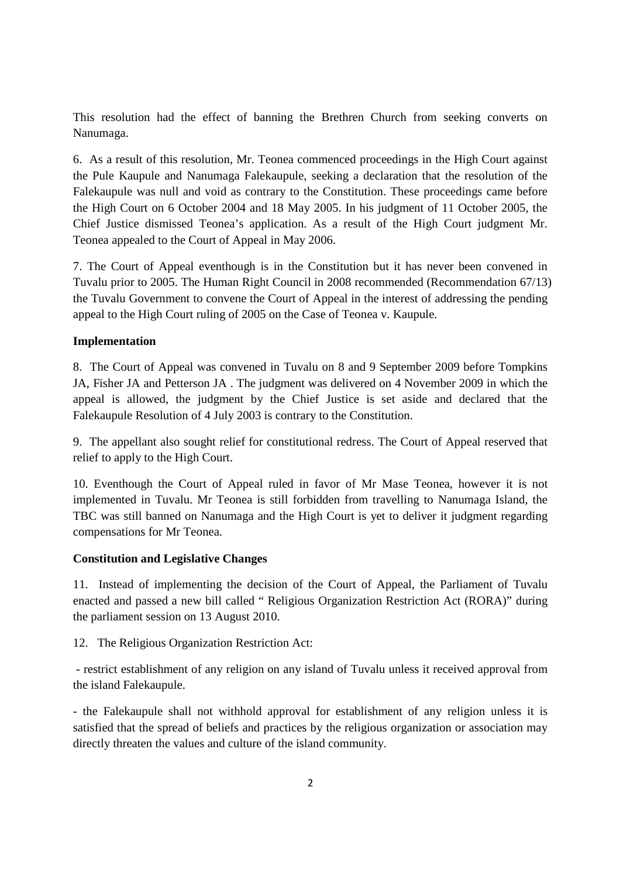This resolution had the effect of banning the Brethren Church from seeking converts on Nanumaga.

6. As a result of this resolution, Mr. Teonea commenced proceedings in the High Court against the Pule Kaupule and Nanumaga Falekaupule, seeking a declaration that the resolution of the Falekaupule was null and void as contrary to the Constitution. These proceedings came before the High Court on 6 October 2004 and 18 May 2005. In his judgment of 11 October 2005, the Chief Justice dismissed Teonea's application. As a result of the High Court judgment Mr. Teonea appealed to the Court of Appeal in May 2006.

7. The Court of Appeal eventhough is in the Constitution but it has never been convened in Tuvalu prior to 2005. The Human Right Council in 2008 recommended (Recommendation 67/13) the Tuvalu Government to convene the Court of Appeal in the interest of addressing the pending appeal to the High Court ruling of 2005 on the Case of Teonea v. Kaupule.

**Implementation**

8. The Court of Appeal was convened in Tuvalu on 8 and 9 September 2009 before Tompkins JA, Fisher JA and Petterson JA . The judgment was delivered on 4 November 2009 in which the appeal is allowed, the judgment by the Chief Justice is set aside and declared that the Falekaupule Resolution of 4 July 2003 is contrary to the Constitution.

9. The appellant also sought relief for constitutional redress. The Court of Appeal reserved that relief to apply to the High Court.

10. Eventhough the Court of Appeal ruled in favor of Mr Mase Teonea, however it is not implemented in Tuvalu. Mr Teonea is still forbidden from travelling to Nanumaga Island, the TBC was still banned on Nanumaga and the High Court is yet to deliver it judgment regarding compensations for Mr Teonea.

**Constitution and Legislative Changes**

11. Instead of implementing the decision of the Court of Appeal, the Parliament of Tuvalu enacted and passed a new bill called " Religious Organization Restriction Act (RORA)" during the parliament session on 13 August 2010.

12. The Religious Organization Restriction Act:

- restrict establishment of any religion on any island of Tuvalu unless it received approval from the island Falekaupule.

- the Falekaupule shall not withhold approval for establishment of any religion unless it is satisfied that the spread of beliefs and practices by the religious organization or association may directly threaten the values and culture of the island community.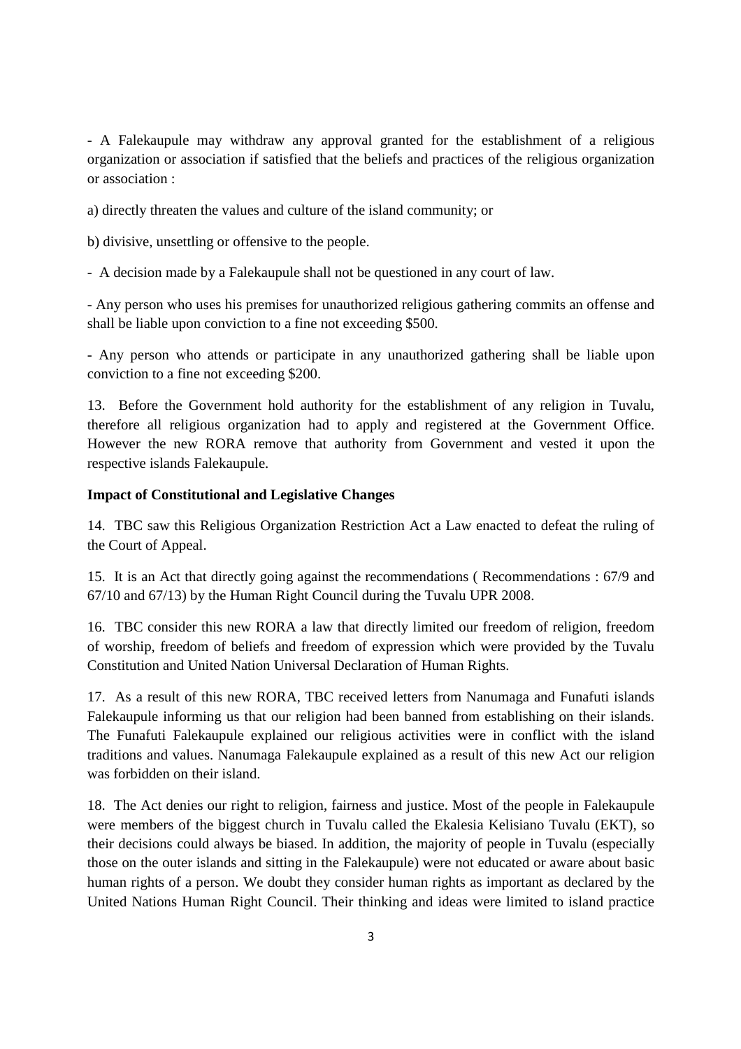- A Falekaupule may withdraw any approval granted for the establishment of a religious organization or association if satisfied that the beliefs and practices of the religious organization or association :

a) directly threaten the values and culture of the island community; or

b) divisive, unsettling or offensive to the people.

- A decision made by a Falekaupule shall not be questioned in any court of law.

- Any person who uses his premises for unauthorized religious gathering commits an offense and shall be liable upon conviction to a fine not exceeding $500.

- Any person who attends or participate in any unauthorized gathering shall be liable upon conviction to a fine not exceeding $200.

13. Before the Government hold authority for the establishment of any religion in Tuvalu, therefore all religious organization had to apply and registered at the Government Office. However the new RORA remove that authority from Government and vested it upon the respective islands Falekaupule.

**Impact of Constitutional and Legislative Changes**

14. TBC saw this Religious Organization Restriction Act a Law enacted to defeat the ruling of the Court of Appeal.

15. It is an Act that directly going against the recommendations ( Recommendations : 67/9 and 67/10 and 67/13) by the Human Right Council during the Tuvalu UPR 2008.

16. TBC consider this new RORA a law that directly limited our freedom of religion, freedom of worship, freedom of beliefs and freedom of expression which were provided by the Tuvalu Constitution and United Nation Universal Declaration of Human Rights.

17. As a result of this new RORA, TBC received letters from Nanumaga and Funafuti islands Falekaupule informing us that our religion had been banned from establishing on their islands. The Funafuti Falekaupule explained our religious activities were in conflict with the island traditions and values. Nanumaga Falekaupule explained as a result of this new Act our religion was forbidden on their island.

18. The Act denies our right to religion, fairness and justice. Most of the people in Falekaupule were members of the biggest church in Tuvalu called the Ekalesia Kelisiano Tuvalu (EKT), so their decisions could always be biased. In addition, the majority of people in Tuvalu (especially those on the outer islands and sitting in the Falekaupule) were not educated or aware about basic human rights of a person. We doubt they consider human rights as important as declared by the United Nations Human Right Council. Their thinking and ideas were limited to island practice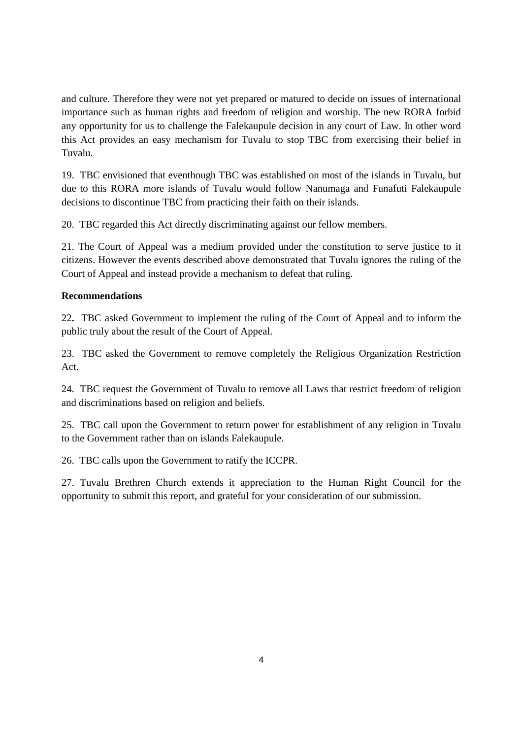and culture. Therefore they were not yet prepared or matured to decide on issues of international importance such as human rights and freedom of religion and worship. The new RORA forbid any opportunity for us to challenge the Falekaupule decision in any court of Law. In other word this Act provides an easy mechanism for Tuvalu to stop TBC from exercising their belief in Tuvalu.

19. TBC envisioned that eventhough TBC was established on most of the islands in Tuvalu, but due to this RORA more islands of Tuvalu would follow Nanumaga and Funafuti Falekaupule decisions to discontinue TBC from practicing their faith on their islands.

20. TBC regarded this Act directly discriminating against our fellow members.

21. The Court of Appeal was a medium provided under the constitution to serve justice to it citizens. However the events described above demonstrated that Tuvalu ignores the ruling of the Court of Appeal and instead provide a mechanism to defeat that ruling.

**Recommendations**

22**.** TBC asked Government to implement the ruling of the Court of Appeal and to inform the public truly about the result of the Court of Appeal.

23. TBC asked the Government to remove completely the Religious Organization Restriction Act.

24. TBC request the Government of Tuvalu to remove all Laws that restrict freedom of religion and discriminations based on religion and beliefs.

25. TBC call upon the Government to return power for establishment of any religion in Tuvalu to the Government rather than on islands Falekaupule.

26. TBC calls upon the Government to ratify the ICCPR.

27. Tuvalu Brethren Church extends it appreciation to the Human Right Council for the opportunity to submit this report, and grateful for your consideration of our submission.